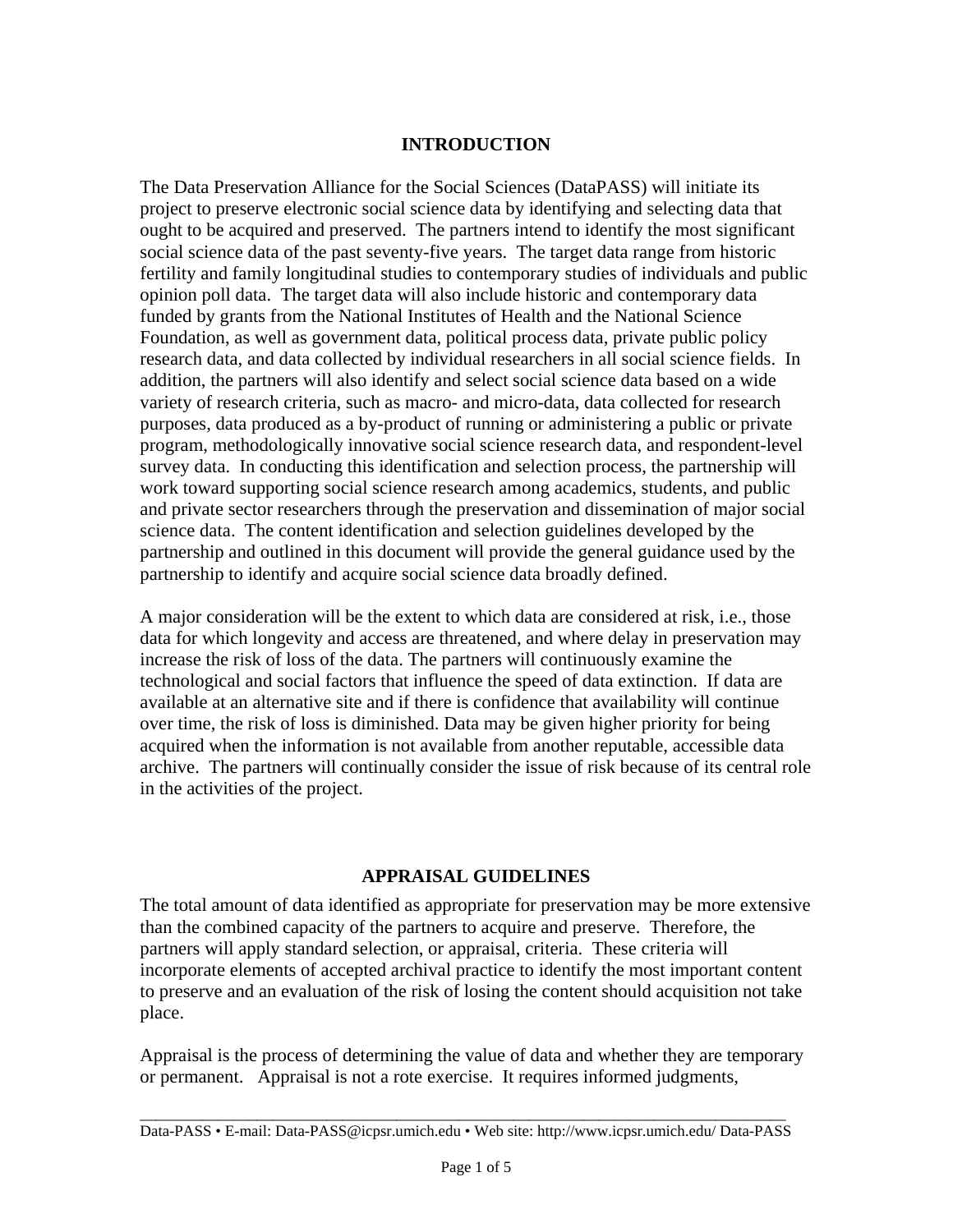## INTRODUCTION

The Data Preservation Alliance for the Social Sciences (DataPASS) will initiate its project to preserve electronic social science data by identifying and selecting data that ought to be acquired and preserved. The partners intend to identify the most significant social science data of the past seventy-five years. The target data range from historic fertility and family longitudinal studies to contemporary studies of individuals and public opinion poll data. The target data will also include historic and contemporary data funded by grants from the National Institutes of Health and the National Science Foundation, as well as government data, political process data, private public policy research data, and data collected by individual researchers in all social science fields. In addition, the partners will also identify and select social science data based on a wide variety of research criteria, such as macro- and micro-data, data collected for research purposes, data produced as a by-product of running or administering a public or private program, methodologically innovative social science research data, and respondent-level survey data. In conducting this identification and selection process, the partnership will work toward supporting social science research among academics, students, and public and private sector researchers through the preservation and dissemination of major social science data. The content identification and selection guidelines developed by the partnership and outlined in this document will provide the general guidance used by the partnership to identify and acquire social science data broadly defined.

A major consideration will be the extent to which data are considered at risk, i.e., those data for which longevity and access are threatened, and where delay in preservation may increase the risk of loss of the data. The partners will continuously examine the technological and social factors that influence the speed of data extinction. If data are available at an alternative site and if there is confidence that availability will continue over time, the risk of loss is diminished. Data may be given higher priority for being acquired when the information is not available from another reputable, accessible data archive. The partners will continually consider the issue of risk because of its central role in the activities of the project.

## APPRAISAL GUIDELINES

The total amount of data identified as appropriate for preservation may be more extensive than the combined capacity of the partners to acquire and preserve. Therefore, the partners will apply standard selection, or appraisal, criteria. These criteria will incorporate elements of accepted archival practice to identify the most important content to preserve and an evaluation of the risk of losing the content should acquisition not take place.

Appraisal is the process of determining the value of data and whether they are temporary or permanent. Appraisal is not a rote exercise. It requires informed judgments,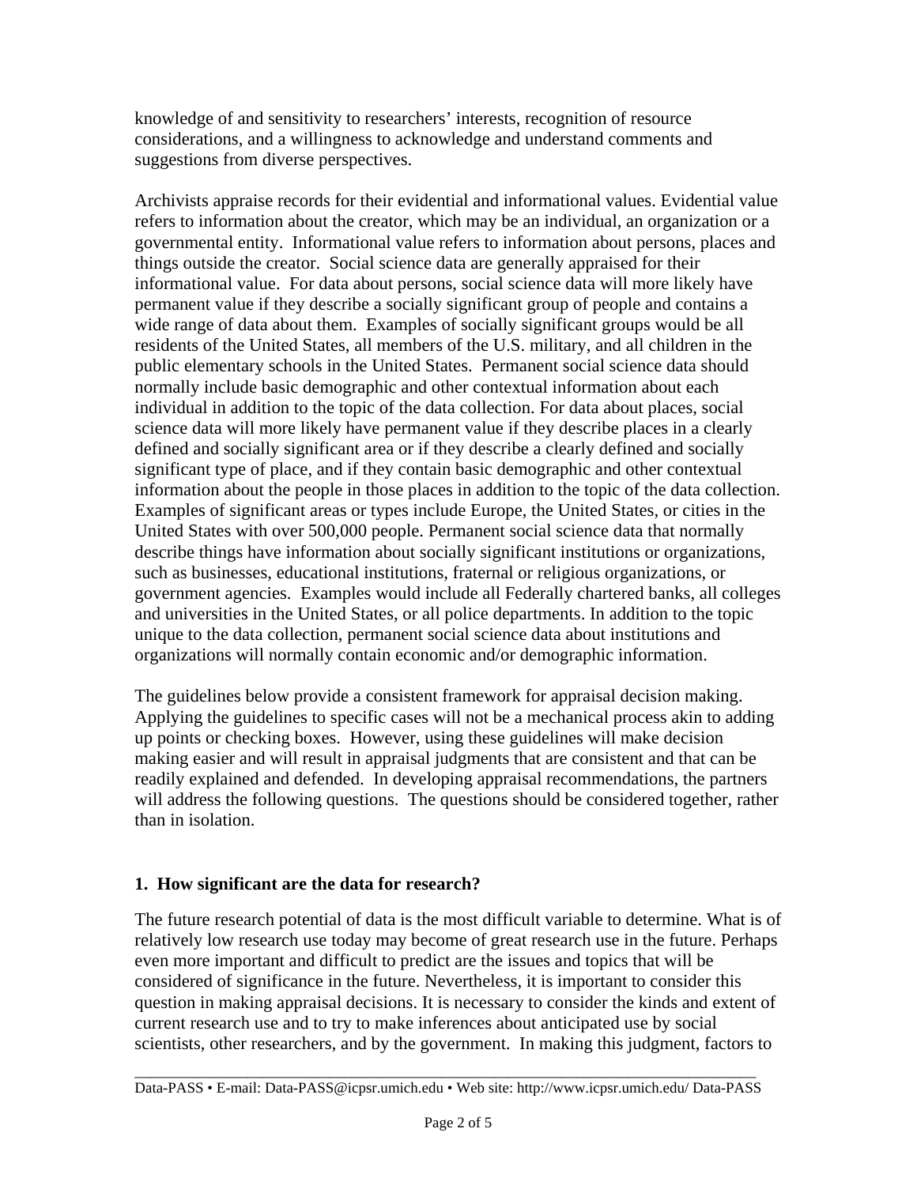knowledge of and sensitivity to researchers' interests, recognition of resource considerations, and a willingness to acknowledge and understand comments and suggestions from diverse perspectives.

Archivists appraise records for their evidential and informational values. Evidential value refers to information about the creator, which may be an individual, an organization or a governmental entity. Informational value refers to information about persons, places and things outside the creator. Social science data are generally appraised for their informational value. For data about persons, social science data will more likely have permanent value if they describe a socially significant group of people and contains a wide range of data about them. Examples of socially significant groups would be all residents of the United States, all members of the U.S. military, and all children in the public elementary schools in the United States. Permanent social science data should normally include basic demographic and other contextual information about each individual in addition to the topic of the data collection. For data about places, social science data will more likely have permanent value if they describe places in a clearly defined and socially significant area or if they describe a clearly defined and socially significant type of place, and if they contain basic demographic and other contextual information about the people in those places in addition to the topic of the data collection. Examples of significant areas or types include Europe, the United States, or cities in the United States with over 500,000 people. Permanent social science data that normally describe things have information about socially significant institutions or organizations, such as businesses, educational institutions, fraternal or religious organizations, or government agencies. Examples would include all Federally chartered banks, all colleges and universities in the United States, or all police departments. In addition to the topic unique to the data collection, permanent social science data about institutions and organizations will normally contain economic and/or demographic information.

The guidelines below provide a consistent framework for appraisal decision making. Applying the guidelines to specific cases will not be a mechanical process akin to adding up points or checking boxes. However, using these guidelines will make decision making easier and will result in appraisal judgments that are consistent and that can be readily explained and defended. In developing appraisal recommendations, the partners will address the following questions. The questions should be considered together, rather than in isolation.

### 1. How significant are the data for research?

The future research potential of data is the most difficult variable to determine. What is of relatively low research use today may become of great research use in the future. Perhaps even more important and difficult to predict are the issues and topics that will be considered of significance in the future. Nevertheless, it is important to consider this question in making appraisal decisions. It is necessary to consider the kinds and extent of current research use and to try to make inferences about anticipated use by social scientists, other researchers, and by the government. In making this judgment, factors to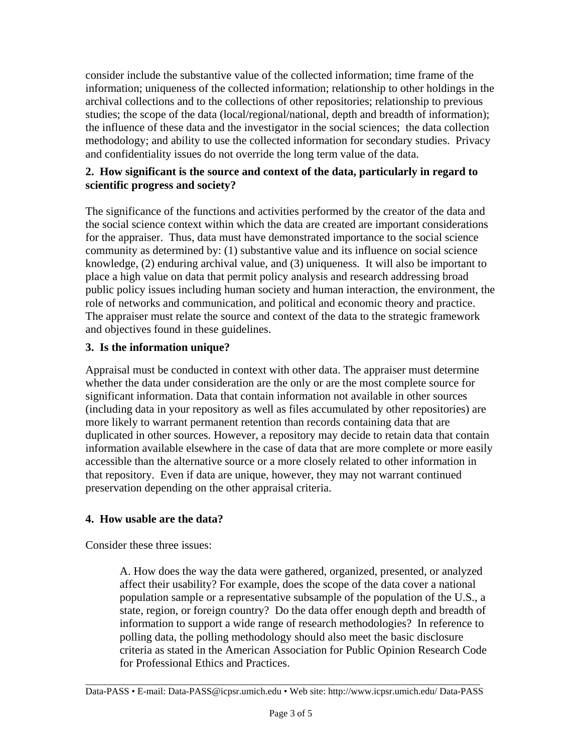consider include the substantive value of the collected information; time frame of the information; uniqueness of the collected information; relationship to other holdings in the archival collections and to the collections of other repositories; relationship to previous studies; the scope of the data (local/regional/national, depth and breadth of information); the influence of these data and the investigator in the social sciences; the data collection methodology; and ability to use the collected information for secondary studies. Privacy and confidentiality issues do not override the long term value of the data.

**2. How significant is the source and context of the data, particularly in regard to scientific progress and society?**

The significance of the functions and activities performed by the creator of the data and the social science context within which the data are created are important considerations for the appraiser. Thus, data must have demonstrated importance to the social science community as determined by: (1) substantive value and its influence on social science knowledge, (2) enduring archival value, and (3) uniqueness. It will also be important to place a high value on data that permit policy analysis and research addressing broad public policy issues including human society and human interaction, the environment, the role of networks and communication, and political and economic theory and practice. The appraiser must relate the source and context of the data to the strategic framework and objectives found in these guidelines.

**3. Is the information unique?**

Appraisal must be conducted in context with other data. The appraiser must determine whether the data under consideration are the only or are the most complete source for significant information. Data that contain information not available in other sources (including data in your repository as well as files accumulated by other repositories) are more likely to warrant permanent retention than records containing data that are duplicated in other sources. However, a repository may decide to retain data that contain information available elsewhere in the case of data that are more complete or more easily accessible than the alternative source or a more closely related to other information in that repository. Even if data are unique, however, they may not warrant continued preservation depending on the other appraisal criteria.

**4. How usable are the data?**

Consider these three issues:

> A. How does the way the data were gathered, organized, presented, or analyzed affect their usability? For example, does the scope of the data cover a national population sample or a representative subsample of the population of the U.S., a state, region, or foreign country? Do the data offer enough depth and breadth of information to support a wide range of research methodologies? In reference to polling data, the polling methodology should also meet the basic disclosure criteria as stated in the American Association for Public Opinion Research Code for Professional Ethics and Practices.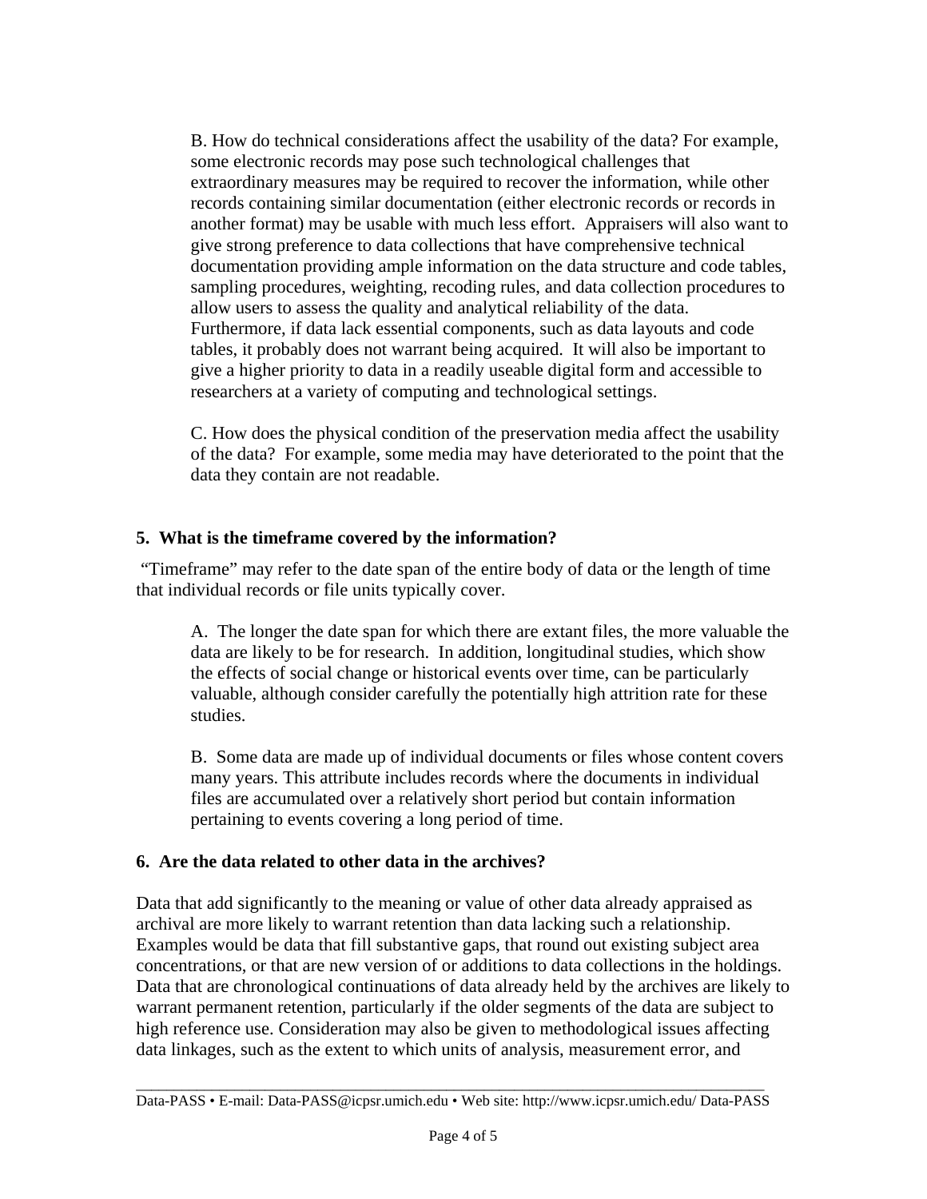B. How do technical considerations affect the usability of the data? For example, some electronic records may pose such technological challenges that extraordinary measures may be required to recover the information, while other records containing similar documentation (either electronic records or records in another format) may be usable with much less effort. Appraisers will also want to give strong preference to data collections that have comprehensive technical documentation providing ample information on the data structure and code tables, sampling procedures, weighting, recoding rules, and data collection procedures to allow users to assess the quality and analytical reliability of the data. Furthermore, if data lack essential components, such as data layouts and code tables, it probably does not warrant being acquired. It will also be important to give a higher priority to data in a readily useable digital form and accessible to researchers at a variety of computing and technological settings.

C. How does the physical condition of the preservation media affect the usability of the data? For example, some media may have deteriorated to the point that the data they contain are not readable.

**5. What is the timeframe covered by the information?**

"Timeframe" may refer to the date span of the entire body of data or the length of time that individual records or file units typically cover.

A. The longer the date span for which there are extant files, the more valuable the data are likely to be for research. In addition, longitudinal studies, which show the effects of social change or historical events over time, can be particularly valuable, although consider carefully the potentially high attrition rate for these studies.

B. Some data are made up of individual documents or files whose content covers many years. This attribute includes records where the documents in individual files are accumulated over a relatively short period but contain information pertaining to events covering a long period of time.

**6. Are the data related to other data in the archives?**

Data that add significantly to the meaning or value of other data already appraised as archival are more likely to warrant retention than data lacking such a relationship. Examples would be data that fill substantive gaps, that round out existing subject area concentrations, or that are new version of or additions to data collections in the holdings. Data that are chronological continuations of data already held by the archives are likely to warrant permanent retention, particularly if the older segments of the data are subject to high reference use. Consideration may also be given to methodological issues affecting data linkages, such as the extent to which units of analysis, measurement error, and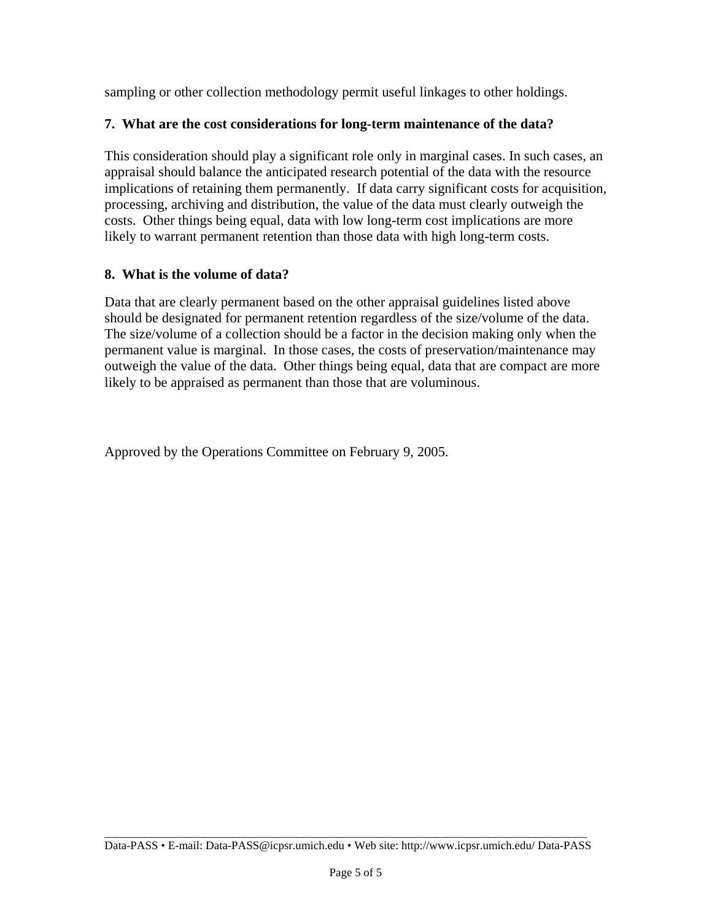sampling or other collection methodology permit useful linkages to other holdings.

### 7. What are the cost considerations for long-term maintenance of the data?

This consideration should play a significant role only in marginal cases. In such cases, an appraisal should balance the anticipated research potential of the data with the resource implications of retaining them permanently. If data carry significant costs for acquisition, processing, archiving and distribution, the value of the data must clearly outweigh the costs. Other things being equal, data with low long-term cost implications are more likely to warrant permanent retention than those data with high long-term costs.

### 8. What is the volume of data?

Data that are clearly permanent based on the other appraisal guidelines listed above should be designated for permanent retention regardless of the size/volume of the data. The size/volume of a collection should be a factor in the decision making only when the permanent value is marginal. In those cases, the costs of preservation/maintenance may outweigh the value of the data. Other things being equal, data that are compact are more likely to be appraised as permanent than those that are voluminous.

Approved by the Operations Committee on February 9, 2005.